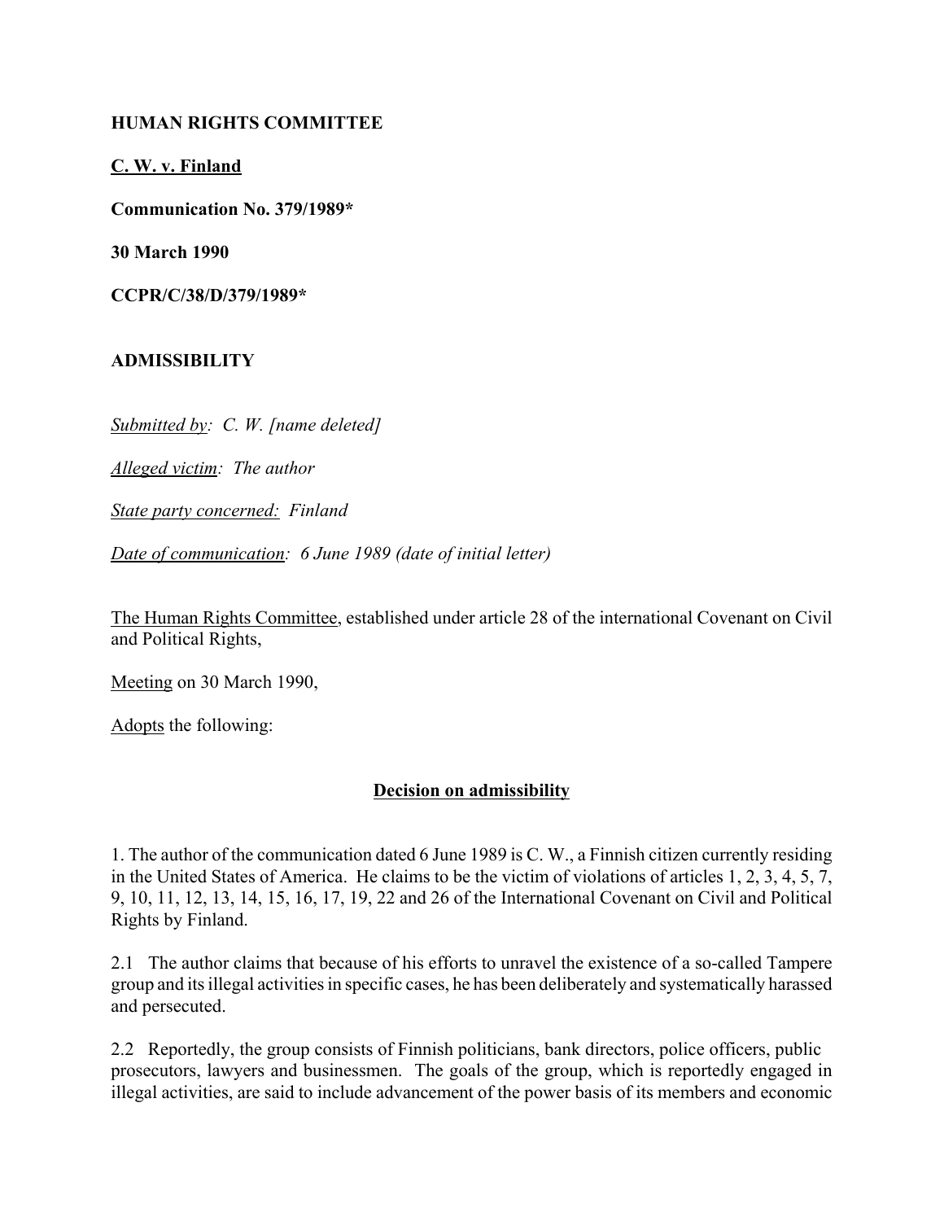**HUMAN RIGHTS COMMITTEE**

**C. W. v. Finland**

**Communication No. 379/1989***

**30 March 1990**

**CCPR/C/38/D/379/1989***

**ADMISSIBILITY**

*Submitted by: C. W. [name deleted]*

*Alleged victim: The author*

*State party concerned: Finland*

*Date of communication: 6 June 1989 (date of initial letter)*

The Human Rights Committee, established under article 28 of the international Covenant on Civil and Political Rights,

Meeting on 30 March 1990,

Adopts the following:

**Decision on admissibility**

1. The author of the communication dated 6 June 1989 is C. W., a Finnish citizen currently residing in the United States of America. He claims to be the victim of violations of articles 1, 2, 3, 4, 5, 7, 9, 10, 11, 12, 13, 14, 15, 16, 17, 19, 22 and 26 of the International Covenant on Civil and Political Rights by Finland.

2.1 The author claims that because of his efforts to unravel the existence of a so-called Tampere group and its illegal activities in specific cases, he has been deliberately and systematically harassed and persecuted.

2.2 Reportedly, the group consists of Finnish politicians, bank directors, police officers, public prosecutors, lawyers and businessmen. The goals of the group, which is reportedly engaged in illegal activities, are said to include advancement of the power basis of its members and economic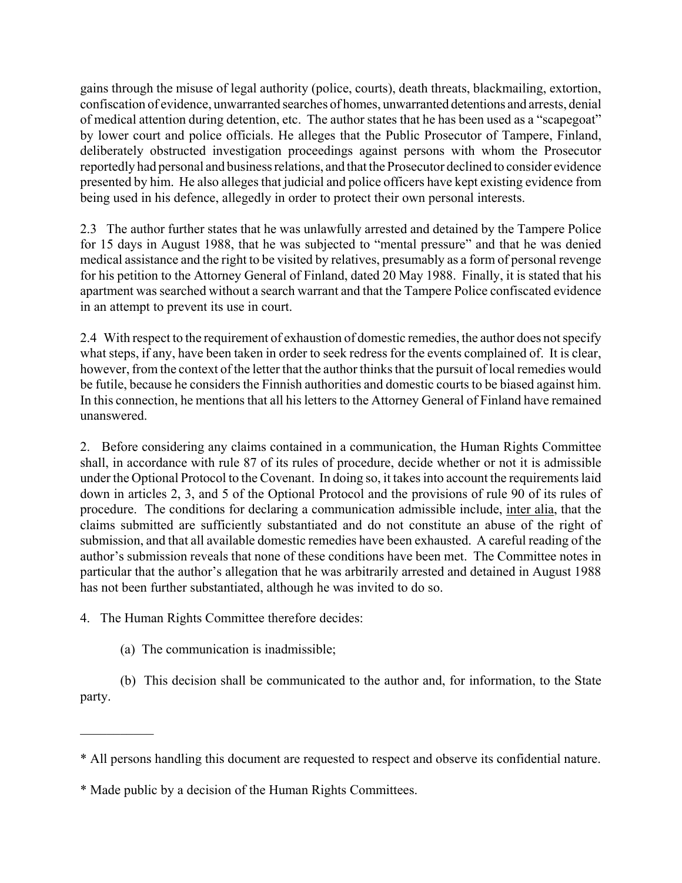gains through the misuse of legal authority (police, courts), death threats, blackmailing, extortion, confiscation of evidence, unwarranted searches of homes, unwarranted detentions and arrests, denial of medical attention during detention, etc. The author states that he has been used as a "scapegoat" by lower court and police officials. He alleges that the Public Prosecutor of Tampere, Finland, deliberately obstructed investigation proceedings against persons with whom the Prosecutor reportedly had personal and business relations, and that the Prosecutor declined to consider evidence presented by him. He also alleges that judicial and police officers have kept existing evidence from being used in his defence, allegedly in order to protect their own personal interests.

2.3 The author further states that he was unlawfully arrested and detained by the Tampere Police for 15 days in August 1988, that he was subjected to "mental pressure" and that he was denied medical assistance and the right to be visited by relatives, presumably as a form of personal revenge for his petition to the Attorney General of Finland, dated 20 May 1988. Finally, it is stated that his apartment was searched without a search warrant and that the Tampere Police confiscated evidence in an attempt to prevent its use in court.

2.4 With respect to the requirement of exhaustion of domestic remedies, the author does not specify what steps, if any, have been taken in order to seek redress for the events complained of. It is clear, however, from the context of the letter that the author thinks that the pursuit of local remedies would be futile, because he considers the Finnish authorities and domestic courts to be biased against him. In this connection, he mentions that all his letters to the Attorney General of Finland have remained unanswered.

2. Before considering any claims contained in a communication, the Human Rights Committee shall, in accordance with rule 87 of its rules of procedure, decide whether or not it is admissible under the Optional Protocol to the Covenant. In doing so, it takes into account the requirements laid down in articles 2, 3, and 5 of the Optional Protocol and the provisions of rule 90 of its rules of procedure. The conditions for declaring a communication admissible include, inter alia, that the claims submitted are sufficiently substantiated and do not constitute an abuse of the right of submission, and that all available domestic remedies have been exhausted. A careful reading of the author's submission reveals that none of these conditions have been met. The Committee notes in particular that the author's allegation that he was arbitrarily arrested and detained in August 1988 has not been further substantiated, although he was invited to do so.

4. The Human Rights Committee therefore decides:

(a) The communication is inadmissible;

(b) This decision shall be communicated to the author and, for information, to the State party.

---

* All persons handling this document are requested to respect and observe its confidential nature.

* Made public by a decision of the Human Rights Committees.